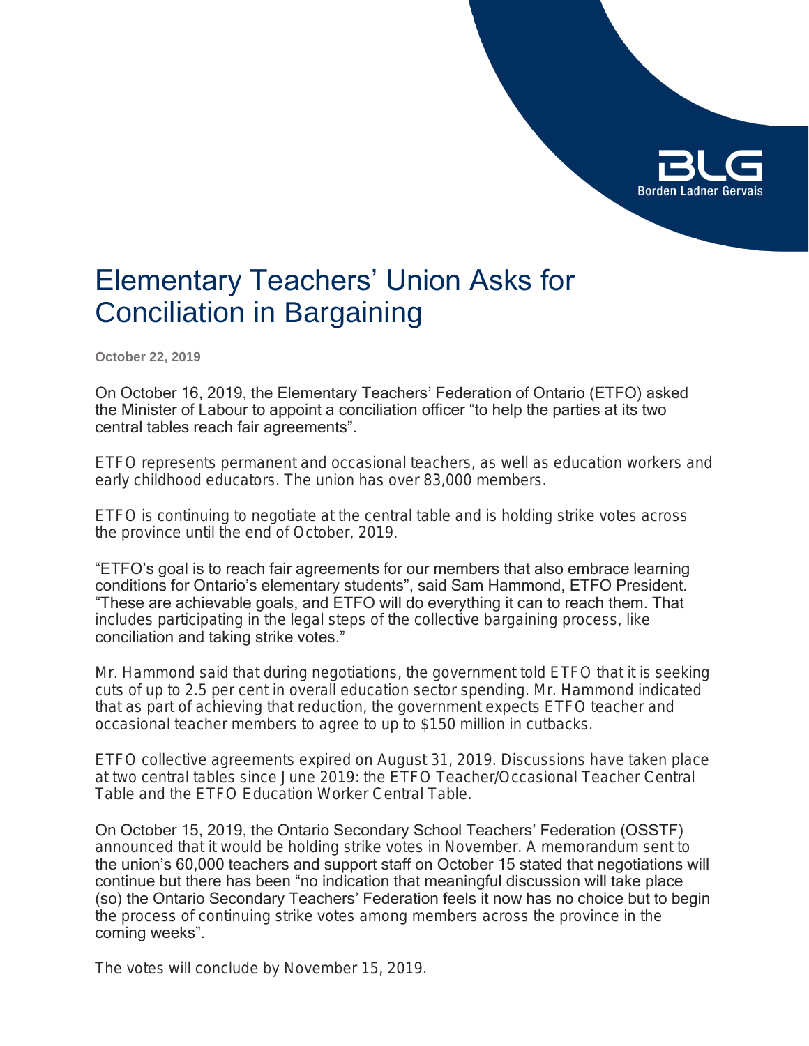# Elementary Teachers' Union Asks for Conciliation in Bargaining

**October 22, 2019**

On October 16, 2019, the Elementary Teachers' Federation of Ontario (ETFO) asked the Minister of Labour to appoint a conciliation officer "to help the parties at its two central tables reach fair agreements".

ETFO represents permanent and occasional teachers, as well as education workers and early childhood educators. The union has over 83,000 members.

ETFO is continuing to negotiate at the central table and is holding strike votes across the province until the end of October, 2019.

"ETFO's goal is to reach fair agreements for our members that also embrace learning conditions for Ontario's elementary students", said Sam Hammond, ETFO President. "These are achievable goals, and ETFO will do everything it can to reach them. That includes participating in the legal steps of the collective bargaining process, like conciliation and taking strike votes."

Mr. Hammond said that during negotiations, the government told ETFO that it is seeking cuts of up to 2.5 per cent in overall education sector spending. Mr. Hammond indicated that as part of achieving that reduction, the government expects ETFO teacher and occasional teacher members to agree to up to $150 million in cutbacks.

ETFO collective agreements expired on August 31, 2019. Discussions have taken place at two central tables since June 2019: the ETFO Teacher/Occasional Teacher Central Table and the ETFO Education Worker Central Table.

On October 15, 2019, the Ontario Secondary School Teachers' Federation (OSSTF) announced that it would be holding strike votes in November. A memorandum sent to the union's 60,000 teachers and support staff on October 15 stated that negotiations will continue but there has been "no indication that meaningful discussion will take place (so) the Ontario Secondary Teachers' Federation feels it now has no choice but to begin the process of continuing strike votes among members across the province in the coming weeks".

The votes will conclude by November 15, 2019.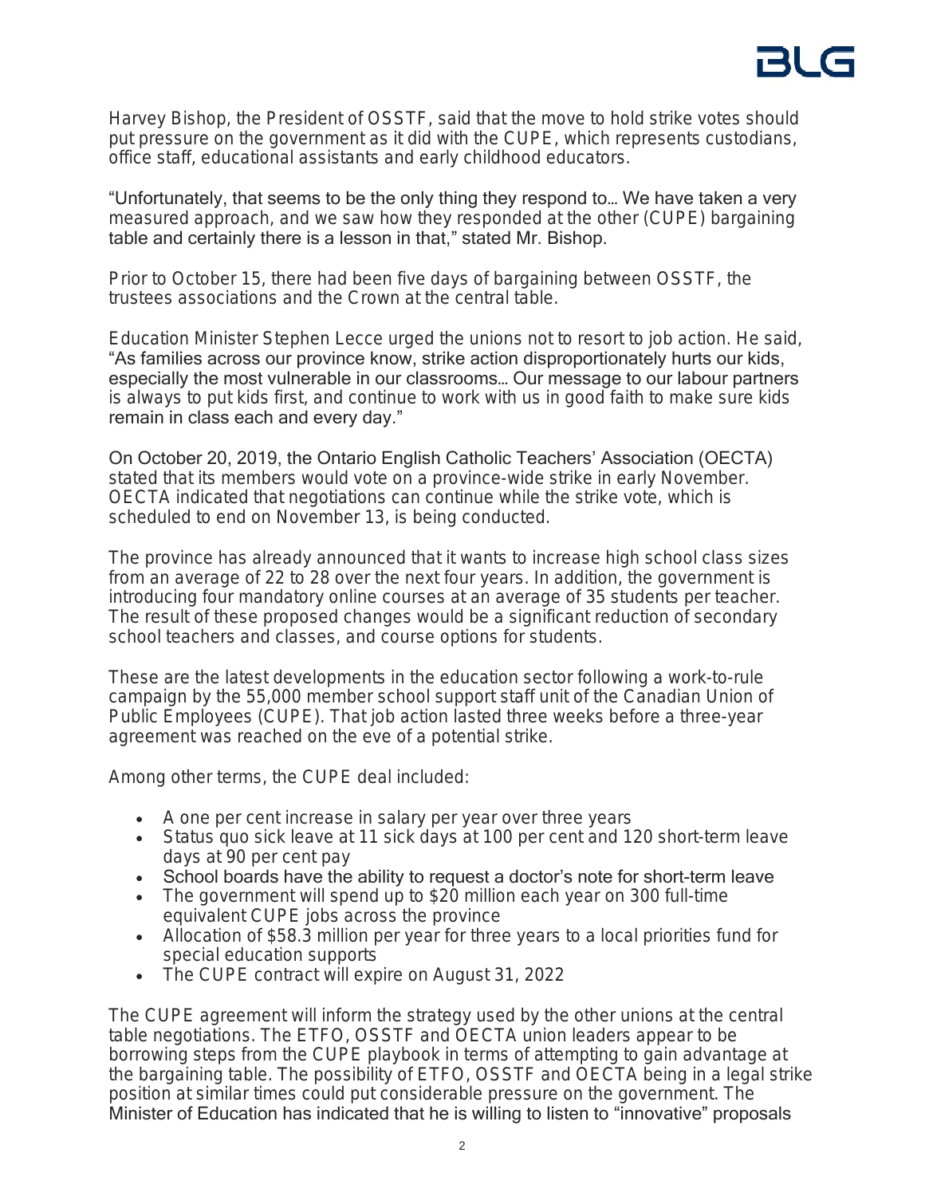Harvey Bishop, the President of OSSTF, said that the move to hold strike votes should put pressure on the government as it did with the CUPE, which represents custodians, office staff, educational assistants and early childhood educators.

"Unfortunately, that seems to be the only thing they respond to… We have taken a very measured approach, and we saw how they responded at the other (CUPE) bargaining table and certainly there is a lesson in that," stated Mr. Bishop.

Prior to October 15, there had been five days of bargaining between OSSTF, the trustees associations and the Crown at the central table.

Education Minister Stephen Lecce urged the unions not to resort to job action. He said, "As families across our province know, strike action disproportionately hurts our kids, especially the most vulnerable in our classrooms… Our message to our labour partners is always to put kids first, and continue to work with us in good faith to make sure kids remain in class each and every day."

On October 20, 2019, the Ontario English Catholic Teachers' Association (OECTA) stated that its members would vote on a province-wide strike in early November. OECTA indicated that negotiations can continue while the strike vote, which is scheduled to end on November 13, is being conducted.

The province has already announced that it wants to increase high school class sizes from an average of 22 to 28 over the next four years. In addition, the government is introducing four mandatory online courses at an average of 35 students per teacher. The result of these proposed changes would be a significant reduction of secondary school teachers and classes, and course options for students.

These are the latest developments in the education sector following a work-to-rule campaign by the 55,000 member school support staff unit of the Canadian Union of Public Employees (CUPE). That job action lasted three weeks before a three-year agreement was reached on the eve of a potential strike.

Among other terms, the CUPE deal included:

- A one per cent increase in salary per year over three years
- Status quo sick leave at 11 sick days at 100 per cent and 120 short-term leave days at 90 per cent pay
- School boards have the ability to request a doctor's note for short-term leave
- The government will spend up to $20 million each year on 300 full-time equivalent CUPE jobs across the province
- Allocation of $58.3 million per year for three years to a local priorities fund for special education supports
- The CUPE contract will expire on August 31, 2022

The CUPE agreement will inform the strategy used by the other unions at the central table negotiations. The ETFO, OSSTF and OECTA union leaders appear to be borrowing steps from the CUPE playbook in terms of attempting to gain advantage at the bargaining table. The possibility of ETFO, OSSTF and OECTA being in a legal strike position at similar times could put considerable pressure on the government. The Minister of Education has indicated that he is willing to listen to "innovative" proposals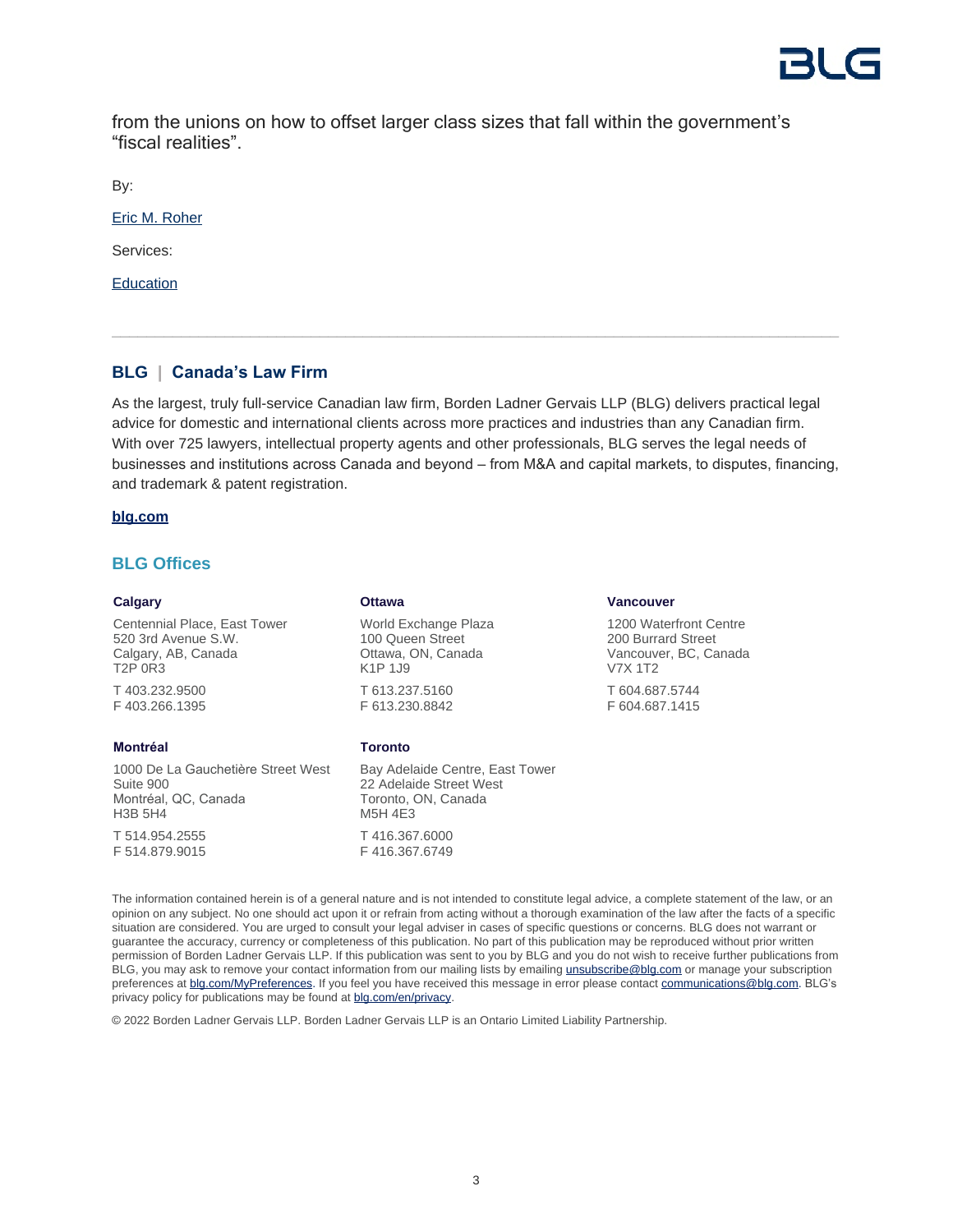from the unions on how to offset larger class sizes that fall within the government's "fiscal realities".

By:

Eric M. Roher

Services:

Education

---

## BLG | Canada's Law Firm

As the largest, truly full-service Canadian law firm, Borden Ladner Gervais LLP (BLG) delivers practical legal advice for domestic and international clients across more practices and industries than any Canadian firm. With over 725 lawyers, intellectual property agents and other professionals, BLG serves the legal needs of businesses and institutions across Canada and beyond – from M&A and capital markets, to disputes, financing, and trademark & patent registration.

**blg.com**

## BLG Offices

**Calgary**

Centennial Place, East Tower
520 3rd Avenue S.W.
Calgary, AB, Canada
T2P 0R3

T 403.232.9500
F 403.266.1395

**Ottawa**

World Exchange Plaza
100 Queen Street
Ottawa, ON, Canada
K1P 1J9

T 613.237.5160
F 613.230.8842

**Vancouver**

1200 Waterfront Centre
200 Burrard Street
Vancouver, BC, Canada
V7X 1T2

T 604.687.5744
F 604.687.1415

**Montréal**

1000 De La Gauchetière Street West
Suite 900
Montréal, QC, Canada
H3B 5H4

T 514.954.2555
F 514.879.9015

**Toronto**

Bay Adelaide Centre, East Tower
22 Adelaide Street West
Toronto, ON, Canada
M5H 4E3

T 416.367.6000
F 416.367.6749

The information contained herein is of a general nature and is not intended to constitute legal advice, a complete statement of the law, or an opinion on any subject. No one should act upon it or refrain from acting without a thorough examination of the law after the facts of a specific situation are considered. You are urged to consult your legal adviser in cases of specific questions or concerns. BLG does not warrant or guarantee the accuracy, currency or completeness of this publication. No part of this publication may be reproduced without prior written permission of Borden Ladner Gervais LLP. If this publication was sent to you by BLG and you do not wish to receive further publications from BLG, you may ask to remove your contact information from our mailing lists by emailing unsubscribe@blg.com or manage your subscription preferences at blg.com/MyPreferences. If you feel you have received this message in error please contact communications@blg.com. BLG's privacy policy for publications may be found at blg.com/en/privacy.

© 2022 Borden Ladner Gervais LLP. Borden Ladner Gervais LLP is an Ontario Limited Liability Partnership.